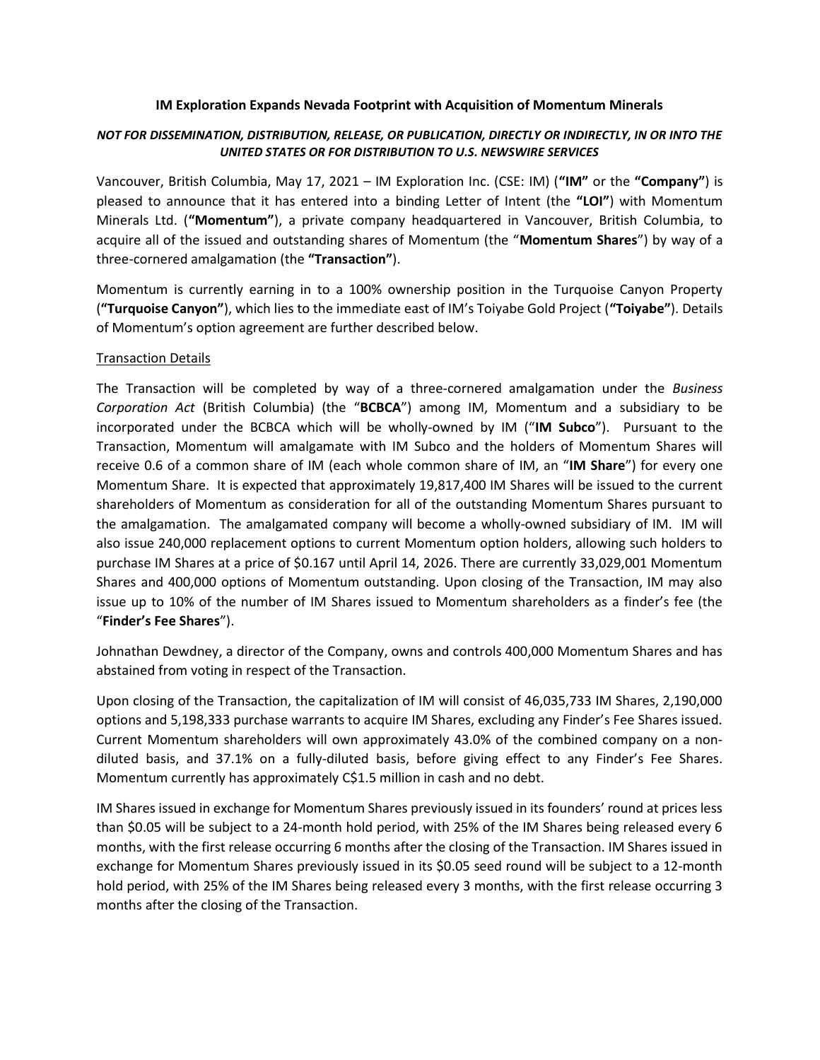# IM Exploration Expands Nevada Footprint with Acquisition of Momentum Minerals

***NOT FOR DISSEMINATION, DISTRIBUTION, RELEASE, OR PUBLICATION, DIRECTLY OR INDIRECTLY, IN OR INTO THE UNITED STATES OR FOR DISTRIBUTION TO U.S. NEWSWIRE SERVICES***

Vancouver, British Columbia, May 17, 2021 – IM Exploration Inc. (CSE: IM) (**"IM"** or the **"Company"**) is pleased to announce that it has entered into a binding Letter of Intent (the **"LOI"**) with Momentum Minerals Ltd. (**"Momentum"**), a private company headquartered in Vancouver, British Columbia, to acquire all of the issued and outstanding shares of Momentum (the "**Momentum Shares**") by way of a three-cornered amalgamation (the **"Transaction"**).

Momentum is currently earning in to a 100% ownership position in the Turquoise Canyon Property (**"Turquoise Canyon"**), which lies to the immediate east of IM's Toiyabe Gold Project (**"Toiyabe"**). Details of Momentum's option agreement are further described below.

## Transaction Details

The Transaction will be completed by way of a three-cornered amalgamation under the *Business Corporation Act* (British Columbia) (the "**BCBCA**") among IM, Momentum and a subsidiary to be incorporated under the BCBCA which will be wholly-owned by IM ("**IM Subco**"). Pursuant to the Transaction, Momentum will amalgamate with IM Subco and the holders of Momentum Shares will receive 0.6 of a common share of IM (each whole common share of IM, an "**IM Share**") for every one Momentum Share. It is expected that approximately 19,817,400 IM Shares will be issued to the current shareholders of Momentum as consideration for all of the outstanding Momentum Shares pursuant to the amalgamation. The amalgamated company will become a wholly-owned subsidiary of IM. IM will also issue 240,000 replacement options to current Momentum option holders, allowing such holders to purchase IM Shares at a price of $0.167 until April 14, 2026. There are currently 33,029,001 Momentum Shares and 400,000 options of Momentum outstanding. Upon closing of the Transaction, IM may also issue up to 10% of the number of IM Shares issued to Momentum shareholders as a finder's fee (the "**Finder's Fee Shares**").

Johnathan Dewdney, a director of the Company, owns and controls 400,000 Momentum Shares and has abstained from voting in respect of the Transaction.

Upon closing of the Transaction, the capitalization of IM will consist of 46,035,733 IM Shares, 2,190,000 options and 5,198,333 purchase warrants to acquire IM Shares, excluding any Finder's Fee Shares issued. Current Momentum shareholders will own approximately 43.0% of the combined company on a non-diluted basis, and 37.1% on a fully-diluted basis, before giving effect to any Finder's Fee Shares. Momentum currently has approximately C$1.5 million in cash and no debt.

IM Shares issued in exchange for Momentum Shares previously issued in its founders' round at prices less than $0.05 will be subject to a 24-month hold period, with 25% of the IM Shares being released every 6 months, with the first release occurring 6 months after the closing of the Transaction. IM Shares issued in exchange for Momentum Shares previously issued in its $0.05 seed round will be subject to a 12-month hold period, with 25% of the IM Shares being released every 3 months, with the first release occurring 3 months after the closing of the Transaction.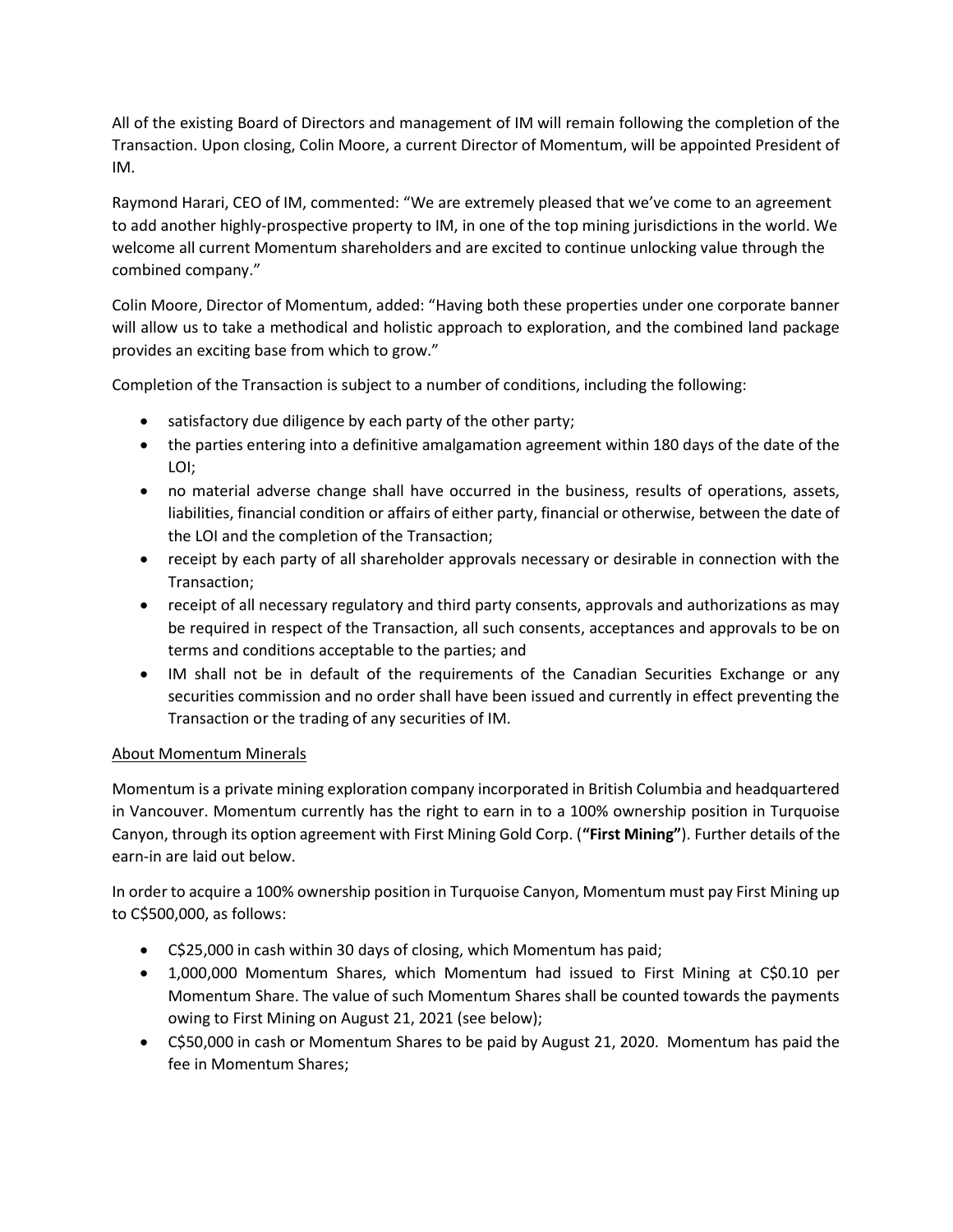All of the existing Board of Directors and management of IM will remain following the completion of the Transaction. Upon closing, Colin Moore, a current Director of Momentum, will be appointed President of IM.

Raymond Harari, CEO of IM, commented: "We are extremely pleased that we've come to an agreement to add another highly-prospective property to IM, in one of the top mining jurisdictions in the world. We welcome all current Momentum shareholders and are excited to continue unlocking value through the combined company."

Colin Moore, Director of Momentum, added: "Having both these properties under one corporate banner will allow us to take a methodical and holistic approach to exploration, and the combined land package provides an exciting base from which to grow."

Completion of the Transaction is subject to a number of conditions, including the following:

- satisfactory due diligence by each party of the other party;
- the parties entering into a definitive amalgamation agreement within 180 days of the date of the LOI;
- no material adverse change shall have occurred in the business, results of operations, assets, liabilities, financial condition or affairs of either party, financial or otherwise, between the date of the LOI and the completion of the Transaction;
- receipt by each party of all shareholder approvals necessary or desirable in connection with the Transaction;
- receipt of all necessary regulatory and third party consents, approvals and authorizations as may be required in respect of the Transaction, all such consents, acceptances and approvals to be on terms and conditions acceptable to the parties; and
- IM shall not be in default of the requirements of the Canadian Securities Exchange or any securities commission and no order shall have been issued and currently in effect preventing the Transaction or the trading of any securities of IM.

<u>About Momentum Minerals</u>

Momentum is a private mining exploration company incorporated in British Columbia and headquartered in Vancouver. Momentum currently has the right to earn in to a 100% ownership position in Turquoise Canyon, through its option agreement with First Mining Gold Corp. (**"First Mining"**). Further details of the earn-in are laid out below.

In order to acquire a 100% ownership position in Turquoise Canyon, Momentum must pay First Mining up to C$500,000, as follows:

- C$25,000 in cash within 30 days of closing, which Momentum has paid;
- 1,000,000 Momentum Shares, which Momentum had issued to First Mining at C$0.10 per Momentum Share. The value of such Momentum Shares shall be counted towards the payments owing to First Mining on August 21, 2021 (see below);
- C$50,000 in cash or Momentum Shares to be paid by August 21, 2020. Momentum has paid the fee in Momentum Shares;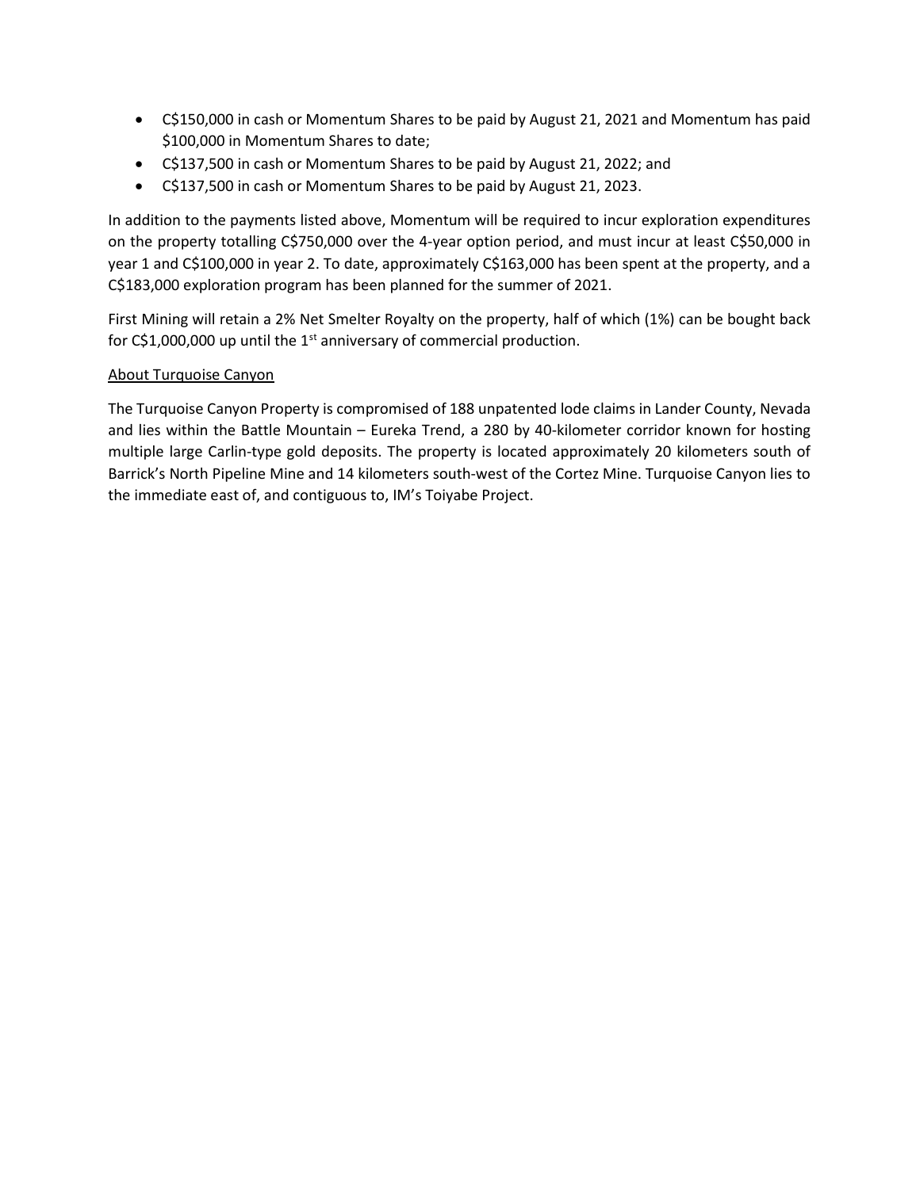- C$150,000 in cash or Momentum Shares to be paid by August 21, 2021 and Momentum has paid $100,000 in Momentum Shares to date;
- C$137,500 in cash or Momentum Shares to be paid by August 21, 2022; and
- C$137,500 in cash or Momentum Shares to be paid by August 21, 2023.

In addition to the payments listed above, Momentum will be required to incur exploration expenditures on the property totalling C$750,000 over the 4-year option period, and must incur at least C$50,000 in year 1 and C$100,000 in year 2. To date, approximately C$163,000 has been spent at the property, and a C$183,000 exploration program has been planned for the summer of 2021.

First Mining will retain a 2% Net Smelter Royalty on the property, half of which (1%) can be bought back for C$1,000,000 up until the 1st anniversary of commercial production.

<u>About Turquoise Canyon</u>

The Turquoise Canyon Property is compromised of 188 unpatented lode claims in Lander County, Nevada and lies within the Battle Mountain – Eureka Trend, a 280 by 40-kilometer corridor known for hosting multiple large Carlin-type gold deposits. The property is located approximately 20 kilometers south of Barrick's North Pipeline Mine and 14 kilometers south-west of the Cortez Mine. Turquoise Canyon lies to the immediate east of, and contiguous to, IM's Toiyabe Project.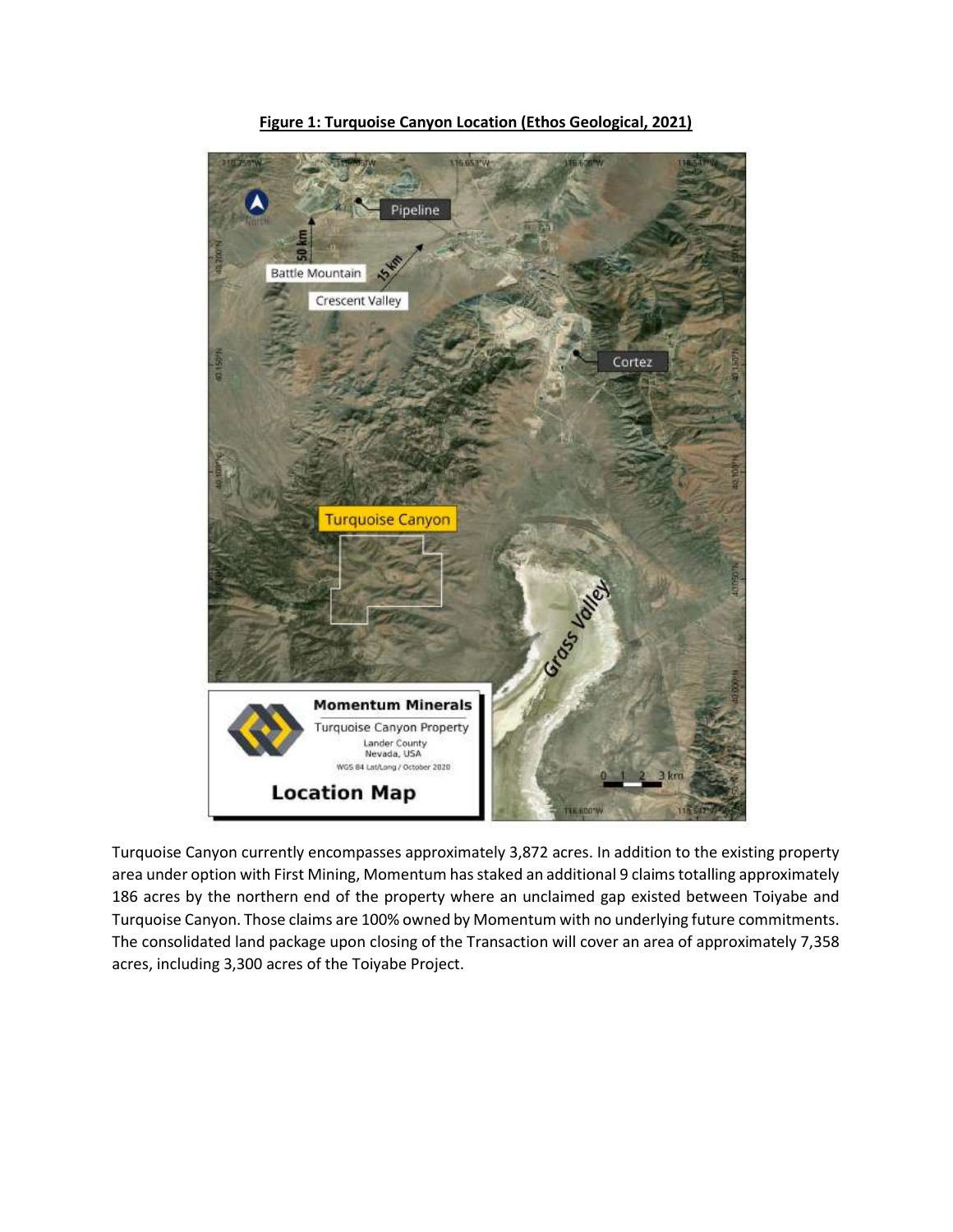**Figure 1: Turquoise Canyon Location (Ethos Geological, 2021)**

Turquoise Canyon currently encompasses approximately 3,872 acres. In addition to the existing property area under option with First Mining, Momentum has staked an additional 9 claims totalling approximately 186 acres by the northern end of the property where an unclaimed gap existed between Toiyabe and Turquoise Canyon. Those claims are 100% owned by Momentum with no underlying future commitments. The consolidated land package upon closing of the Transaction will cover an area of approximately 7,358 acres, including 3,300 acres of the Toiyabe Project.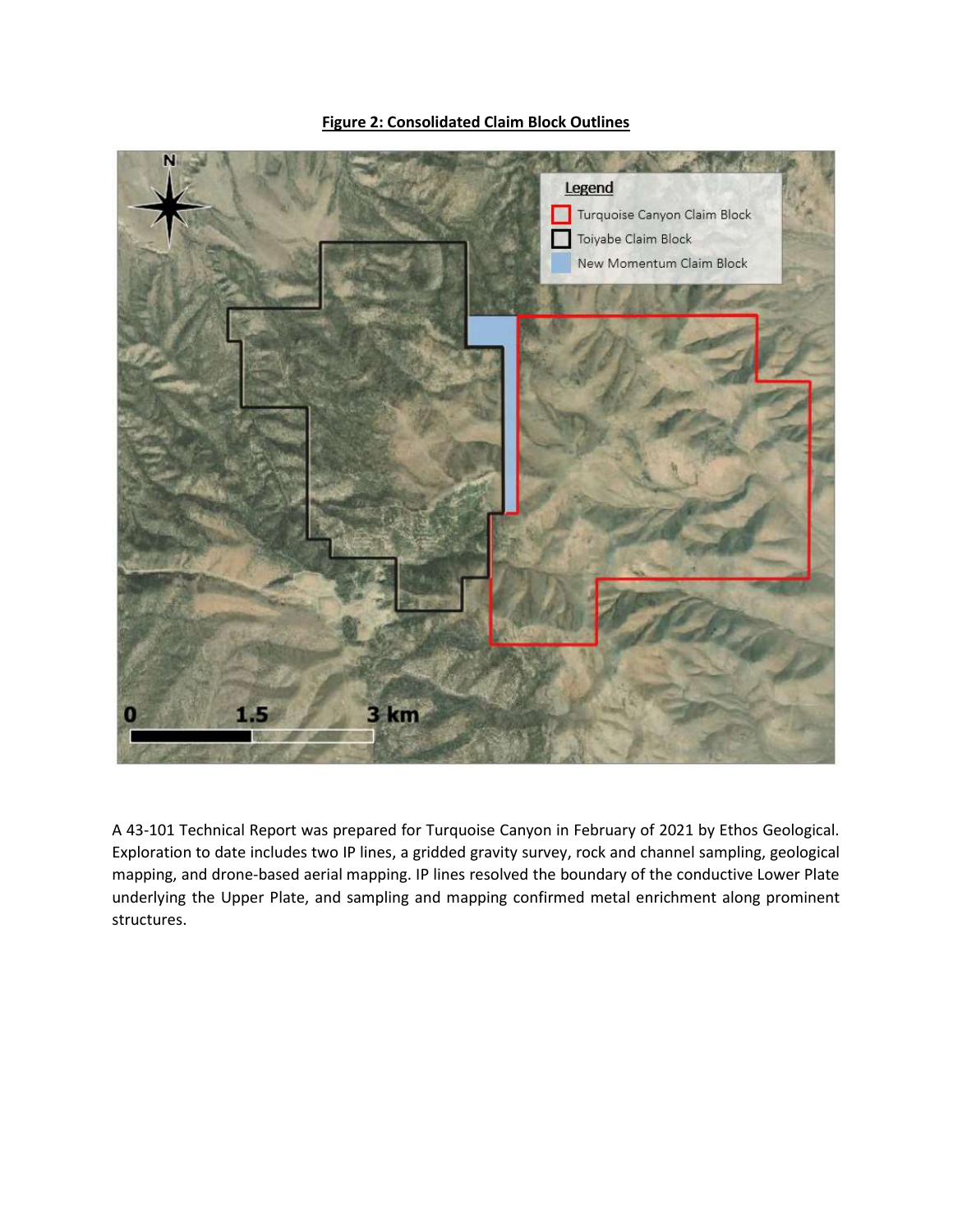**Figure 2: Consolidated Claim Block Outlines**

A 43-101 Technical Report was prepared for Turquoise Canyon in February of 2021 by Ethos Geological. Exploration to date includes two IP lines, a gridded gravity survey, rock and channel sampling, geological mapping, and drone-based aerial mapping. IP lines resolved the boundary of the conductive Lower Plate underlying the Upper Plate, and sampling and mapping confirmed metal enrichment along prominent structures.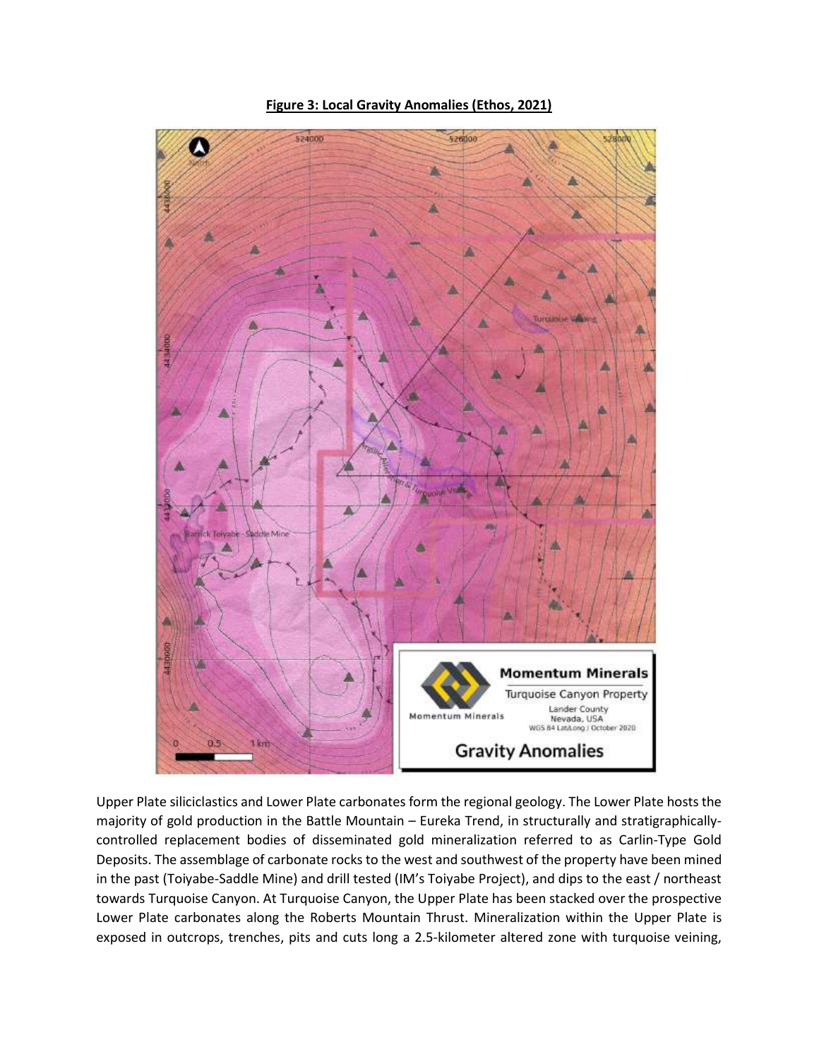**Figure 3: Local Gravity Anomalies (Ethos, 2021)**

Upper Plate siliciclastics and Lower Plate carbonates form the regional geology. The Lower Plate hosts the majority of gold production in the Battle Mountain – Eureka Trend, in structurally and stratigraphically-controlled replacement bodies of disseminated gold mineralization referred to as Carlin-Type Gold Deposits. The assemblage of carbonate rocks to the west and southwest of the property have been mined in the past (Toiyabe-Saddle Mine) and drill tested (IM's Toiyabe Project), and dips to the east / northeast towards Turquoise Canyon. At Turquoise Canyon, the Upper Plate has been stacked over the prospective Lower Plate carbonates along the Roberts Mountain Thrust. Mineralization within the Upper Plate is exposed in outcrops, trenches, pits and cuts long a 2.5-kilometer altered zone with turquoise veining,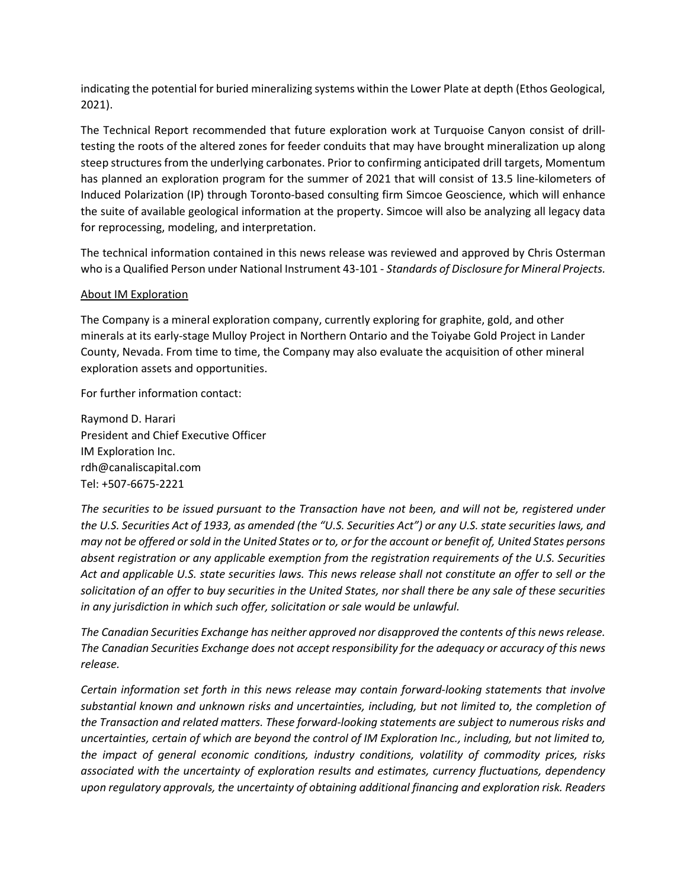indicating the potential for buried mineralizing systems within the Lower Plate at depth (Ethos Geological, 2021).

The Technical Report recommended that future exploration work at Turquoise Canyon consist of drill-testing the roots of the altered zones for feeder conduits that may have brought mineralization up along steep structures from the underlying carbonates. Prior to confirming anticipated drill targets, Momentum has planned an exploration program for the summer of 2021 that will consist of 13.5 line-kilometers of Induced Polarization (IP) through Toronto-based consulting firm Simcoe Geoscience, which will enhance the suite of available geological information at the property. Simcoe will also be analyzing all legacy data for reprocessing, modeling, and interpretation.

The technical information contained in this news release was reviewed and approved by Chris Osterman who is a Qualified Person under National Instrument 43-101 - *Standards of Disclosure for Mineral Projects.*

<u>About IM Exploration</u>

The Company is a mineral exploration company, currently exploring for graphite, gold, and other minerals at its early-stage Mulloy Project in Northern Ontario and the Toiyabe Gold Project in Lander County, Nevada. From time to time, the Company may also evaluate the acquisition of other mineral exploration assets and opportunities.

For further information contact:

Raymond D. Harari
President and Chief Executive Officer
IM Exploration Inc.
rdh@canaliscapital.com
Tel: +507-6675-2221

*The securities to be issued pursuant to the Transaction have not been, and will not be, registered under the U.S. Securities Act of 1933, as amended (the "U.S. Securities Act") or any U.S. state securities laws, and may not be offered or sold in the United States or to, or for the account or benefit of, United States persons absent registration or any applicable exemption from the registration requirements of the U.S. Securities Act and applicable U.S. state securities laws. This news release shall not constitute an offer to sell or the solicitation of an offer to buy securities in the United States, nor shall there be any sale of these securities in any jurisdiction in which such offer, solicitation or sale would be unlawful.*

*The Canadian Securities Exchange has neither approved nor disapproved the contents of this news release. The Canadian Securities Exchange does not accept responsibility for the adequacy or accuracy of this news release.*

*Certain information set forth in this news release may contain forward-looking statements that involve substantial known and unknown risks and uncertainties, including, but not limited to, the completion of the Transaction and related matters. These forward-looking statements are subject to numerous risks and uncertainties, certain of which are beyond the control of IM Exploration Inc., including, but not limited to, the impact of general economic conditions, industry conditions, volatility of commodity prices, risks associated with the uncertainty of exploration results and estimates, currency fluctuations, dependency upon regulatory approvals, the uncertainty of obtaining additional financing and exploration risk. Readers*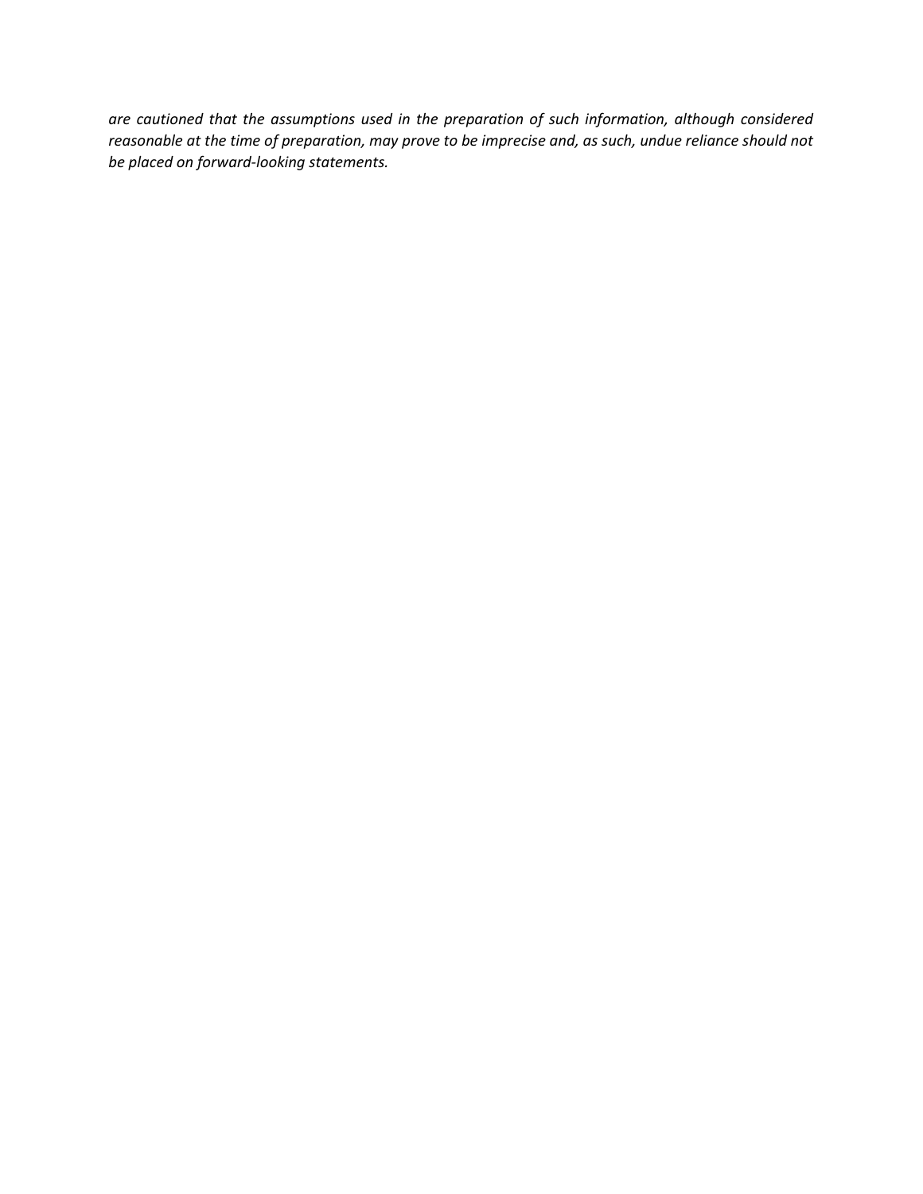*are cautioned that the assumptions used in the preparation of such information, although considered reasonable at the time of preparation, may prove to be imprecise and, as such, undue reliance should not be placed on forward-looking statements.*